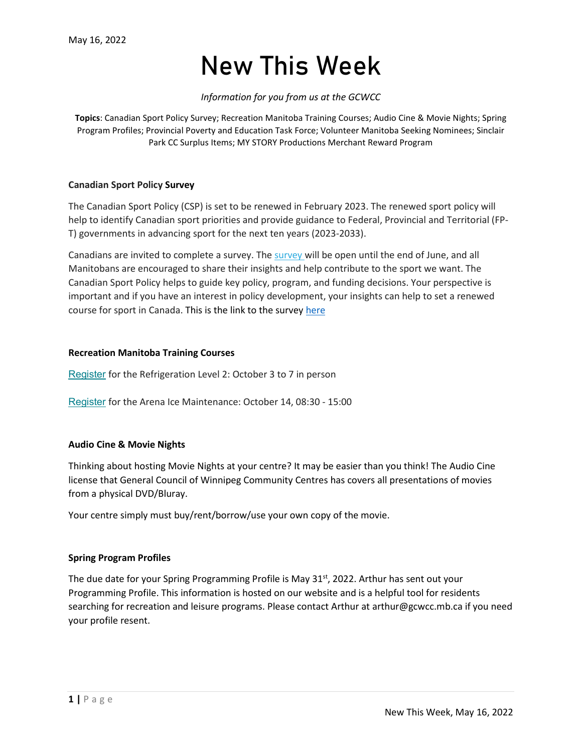May 16, 2022

# New This Week

*Information for you from us at the GCWCC*

**Topics**: Canadian Sport Policy Survey; Recreation Manitoba Training Courses; Audio Cine & Movie Nights; Spring Program Profiles; Provincial Poverty and Education Task Force; Volunteer Manitoba Seeking Nominees; Sinclair Park CC Surplus Items; MY STORY Productions Merchant Reward Program

### Canadian Sport Policy Survey

The Canadian Sport Policy (CSP) is set to be renewed in February 2023. The renewed sport policy will help to identify Canadian sport priorities and provide guidance to Federal, Provincial and Territorial (FP-T) governments in advancing sport for the next ten years (2023-2033).

Canadians are invited to complete a survey. The survey will be open until the end of June, and all Manitobans are encouraged to share their insights and help contribute to the sport we want. The Canadian Sport Policy helps to guide key policy, program, and funding decisions. Your perspective is important and if you have an interest in policy development, your insights can help to set a renewed course for sport in Canada. This is the link to the survey here

### Recreation Manitoba Training Courses

Register for the Refrigeration Level 2: October 3 to 7 in person

Register for the Arena Ice Maintenance: October 14, 08:30 - 15:00

### Audio Cine & Movie Nights

Thinking about hosting Movie Nights at your centre? It may be easier than you think! The Audio Cine license that General Council of Winnipeg Community Centres has covers all presentations of movies from a physical DVD/Bluray.

Your centre simply must buy/rent/borrow/use your own copy of the movie.

### Spring Program Profiles

The due date for your Spring Programming Profile is May 31st, 2022. Arthur has sent out your Programming Profile. This information is hosted on our website and is a helpful tool for residents searching for recreation and leisure programs. Please contact Arthur at arthur@gcwcc.mb.ca if you need your profile resent.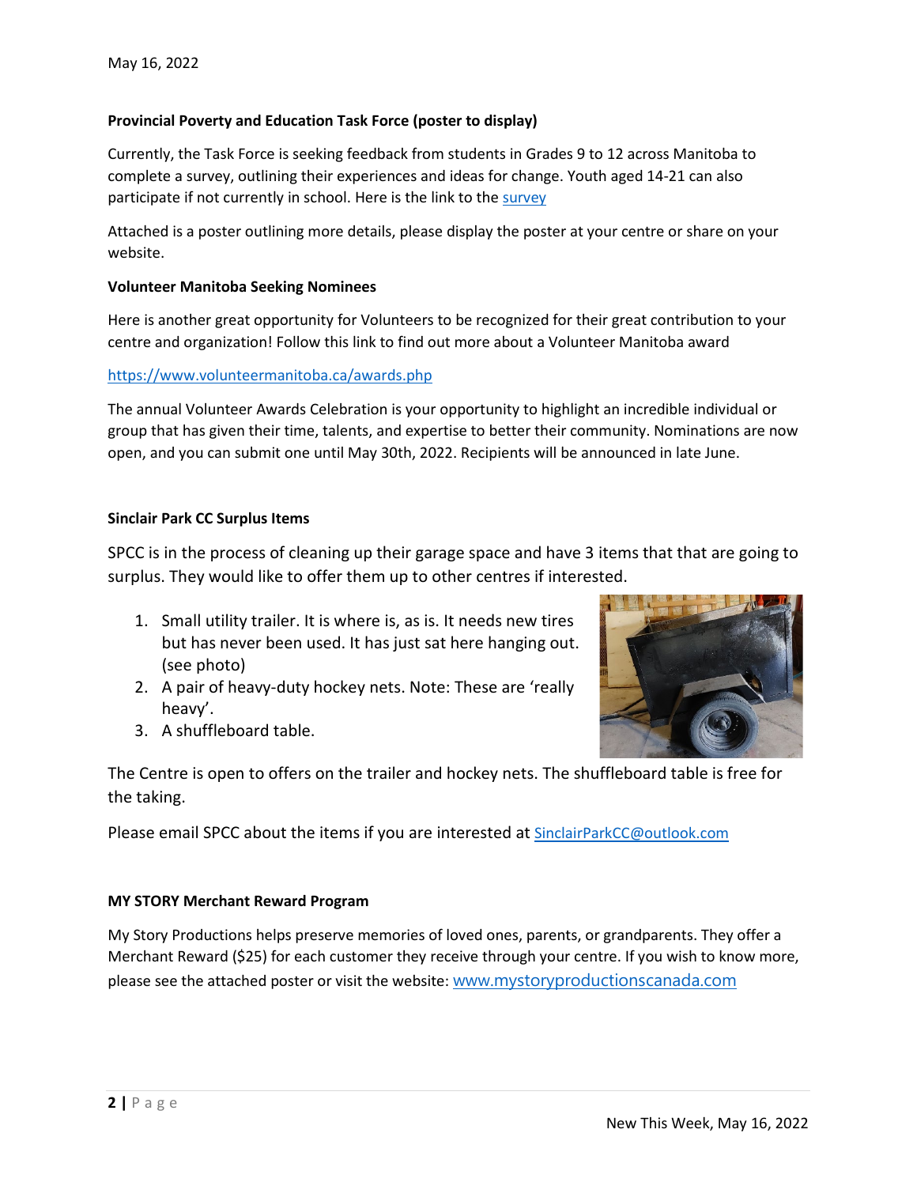May 16, 2022

**Provincial Poverty and Education Task Force (poster to display)**

Currently, the Task Force is seeking feedback from students in Grades 9 to 12 across Manitoba to complete a survey, outlining their experiences and ideas for change. Youth aged 14-21 can also participate if not currently in school. Here is the link to the survey

Attached is a poster outlining more details, please display the poster at your centre or share on your website.

**Volunteer Manitoba Seeking Nominees**

Here is another great opportunity for Volunteers to be recognized for their great contribution to your centre and organization! Follow this link to find out more about a Volunteer Manitoba award

https://www.volunteermanitoba.ca/awards.php

The annual Volunteer Awards Celebration is your opportunity to highlight an incredible individual or group that has given their time, talents, and expertise to better their community. Nominations are now open, and you can submit one until May 30th, 2022. Recipients will be announced in late June.

**Sinclair Park CC Surplus Items**

SPCC is in the process of cleaning up their garage space and have 3 items that that are going to surplus. They would like to offer them up to other centres if interested.

1. Small utility trailer. It is where is, as is. It needs new tires but has never been used. It has just sat here hanging out. (see photo)
2. A pair of heavy-duty hockey nets. Note: These are 'really heavy'.
3. A shuffleboard table.

The Centre is open to offers on the trailer and hockey nets. The shuffleboard table is free for the taking.

Please email SPCC about the items if you are interested at SinclairParkCC@outlook.com

**MY STORY Merchant Reward Program**

My Story Productions helps preserve memories of loved ones, parents, or grandparents. They offer a Merchant Reward ($25) for each customer they receive through your centre. If you wish to know more, please see the attached poster or visit the website: www.mystoryproductionscanada.com